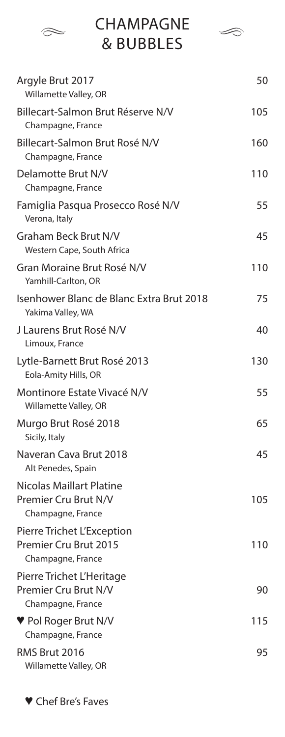# CHAMPAGNE & BUBBLES

| Wine | Price |
|---|---|
| Argyle Brut 2017<br>Willamette Valley, OR | 50 |
| Billecart-Salmon Brut Réserve N/V<br>Champagne, France | 105 |
| Billecart-Salmon Brut Rosé N/V<br>Champagne, France | 160 |
| Delamotte Brut N/V<br>Champagne, France | 110 |
| Famiglia Pasqua Prosecco Rosé N/V<br>Verona, Italy | 55 |
| Graham Beck Brut N/V<br>Western Cape, South Africa | 45 |
| Gran Moraine Brut Rosé N/V<br>Yamhill-Carlton, OR | 110 |
| Isenhower Blanc de Blanc Extra Brut 2018<br>Yakima Valley, WA | 75 |
| J Laurens Brut Rosé N/V<br>Limoux, France | 40 |
| Lytle-Barnett Brut Rosé 2013<br>Eola-Amity Hills, OR | 130 |
| Montinore Estate Vivacé N/V<br>Willamette Valley, OR | 55 |
| Murgo Brut Rosé 2018<br>Sicily, Italy | 65 |
| Naveran Cava Brut 2018<br>Alt Penedes, Spain | 45 |
| Nicolas Maillart Platine Premier Cru Brut N/V<br>Champagne, France | 105 |
| Pierre Trichet L'Exception Premier Cru Brut 2015<br>Champagne, France | 110 |
| Pierre Trichet L'Heritage Premier Cru Brut N/V<br>Champagne, France | 90 |
| ♥ Pol Roger Brut N/V<br>Champagne, France | 115 |
| RMS Brut 2016<br>Willamette Valley, OR | 95 |

♥ Chef Bre's Faves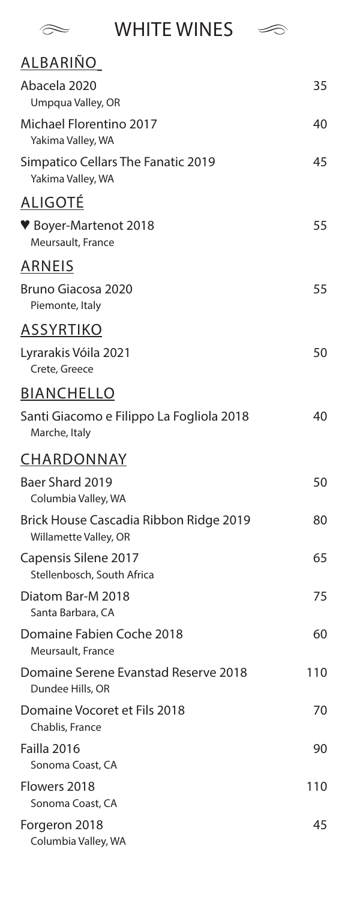# WHITE WINES

## ALBARIÑO

| Wine | Price |
|---|---|
| Abacela 2020<br>Umpqua Valley, OR | 35 |
| Michael Florentino 2017<br>Yakima Valley, WA | 40 |
| Simpatico Cellars The Fanatic 2019<br>Yakima Valley, WA | 45 |

## ALIGOTÉ

| Wine | Price |
|---|---|
| ♥ Boyer-Martenot 2018<br>Meursault, France | 55 |

## ARNEIS

| Wine | Price |
|---|---|
| Bruno Giacosa 2020<br>Piemonte, Italy | 55 |

## ASSYRTIKO

| Wine | Price |
|---|---|
| Lyrarakis Vóila 2021<br>Crete, Greece | 50 |

## BIANCHELLO

| Wine | Price |
|---|---|
| Santi Giacomo e Filippo La Fogliola 2018<br>Marche, Italy | 40 |

## CHARDONNAY

| Wine | Price |
|---|---|
| Baer Shard 2019<br>Columbia Valley, WA | 50 |
| Brick House Cascadia Ribbon Ridge 2019<br>Willamette Valley, OR | 80 |
| Capensis Silene 2017<br>Stellenbosch, South Africa | 65 |
| Diatom Bar-M 2018<br>Santa Barbara, CA | 75 |
| Domaine Fabien Coche 2018<br>Meursault, France | 60 |
| Domaine Serene Evanstad Reserve 2018<br>Dundee Hills, OR | 110 |
| Domaine Vocoret et Fils 2018<br>Chablis, France | 70 |
| Failla 2016<br>Sonoma Coast, CA | 90 |
| Flowers 2018<br>Sonoma Coast, CA | 110 |
| Forgeron 2018<br>Columbia Valley, WA | 45 |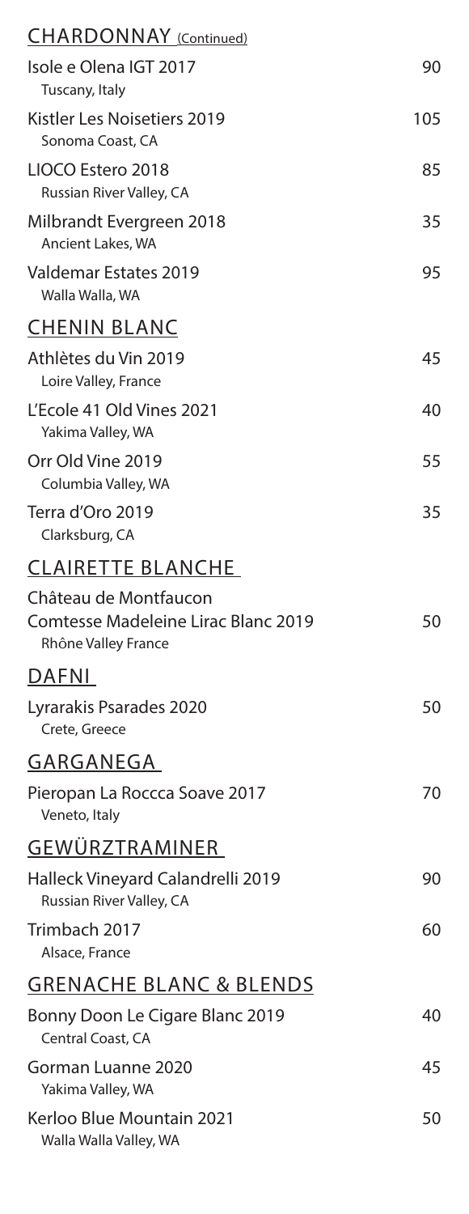## CHARDONNAY (Continued)

| Wine | Price |
| --- | --- |
| Isole e Olena IGT 2017<br>Tuscany, Italy | 90 |
| Kistler Les Noisetiers 2019<br>Sonoma Coast, CA | 105 |
| LIOCO Estero 2018<br>Russian River Valley, CA | 85 |
| Milbrandt Evergreen 2018<br>Ancient Lakes, WA | 35 |
| Valdemar Estates 2019<br>Walla Walla, WA | 95 |

## CHENIN BLANC

| Wine | Price |
| --- | --- |
| Athlètes du Vin 2019<br>Loire Valley, France | 45 |
| L'Ecole 41 Old Vines 2021<br>Yakima Valley, WA | 40 |
| Orr Old Vine 2019<br>Columbia Valley, WA | 55 |
| Terra d'Oro 2019<br>Clarksburg, CA | 35 |

## CLAIRETTE BLANCHE

| Wine | Price |
| --- | --- |
| Château de Montfaucon<br>Comtesse Madeleine Lirac Blanc 2019<br>Rhône Valley France | 50 |

## DAFNI

| Wine | Price |
| --- | --- |
| Lyrarakis Psarades 2020<br>Crete, Greece | 50 |

## GARGANEGA

| Wine | Price |
| --- | --- |
| Pieropan La Roccca Soave 2017<br>Veneto, Italy | 70 |

## GEWÜRZTRAMINER

| Wine | Price |
| --- | --- |
| Halleck Vineyard Calandrelli 2019<br>Russian River Valley, CA | 90 |
| Trimbach 2017<br>Alsace, France | 60 |

## GRENACHE BLANC & BLENDS

| Wine | Price |
| --- | --- |
| Bonny Doon Le Cigare Blanc 2019<br>Central Coast, CA | 40 |
| Gorman Luanne 2020<br>Yakima Valley, WA | 45 |
| Kerloo Blue Mountain 2021<br>Walla Walla Valley, WA | 50 |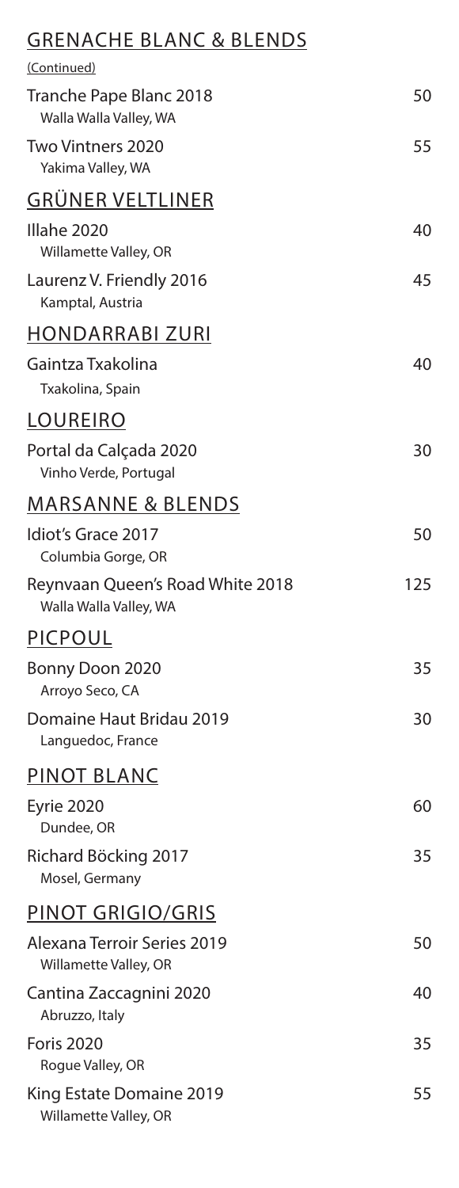## GRENACHE BLANC & BLENDS

(Continued)

| Wine | Price |
|---|---|
| Tranche Pape Blanc 2018<br>Walla Walla Valley, WA | 50 |
| Two Vintners 2020<br>Yakima Valley, WA | 55 |

## GRÜNER VELTLINER

| Wine | Price |
|---|---|
| Illahe 2020<br>Willamette Valley, OR | 40 |
| Laurenz V. Friendly 2016<br>Kamptal, Austria | 45 |

## HONDARRABI ZURI

| Wine | Price |
|---|---|
| Gaintza Txakolina<br>Txakolina, Spain | 40 |

## LOUREIRO

| Wine | Price |
|---|---|
| Portal da Calçada 2020<br>Vinho Verde, Portugal | 30 |

## MARSANNE & BLENDS

| Wine | Price |
|---|---|
| Idiot's Grace 2017<br>Columbia Gorge, OR | 50 |
| Reynvaan Queen's Road White 2018<br>Walla Walla Valley, WA | 125 |

## PICPOUL

| Wine | Price |
|---|---|
| Bonny Doon 2020<br>Arroyo Seco, CA | 35 |
| Domaine Haut Bridau 2019<br>Languedoc, France | 30 |

## PINOT BLANC

| Wine | Price |
|---|---|
| Eyrie 2020<br>Dundee, OR | 60 |
| Richard Böcking 2017<br>Mosel, Germany | 35 |

## PINOT GRIGIO/GRIS

| Wine | Price |
|---|---|
| Alexana Terroir Series 2019<br>Willamette Valley, OR | 50 |
| Cantina Zaccagnini 2020<br>Abruzzo, Italy | 40 |
| Foris 2020<br>Rogue Valley, OR | 35 |
| King Estate Domaine 2019<br>Willamette Valley, OR | 55 |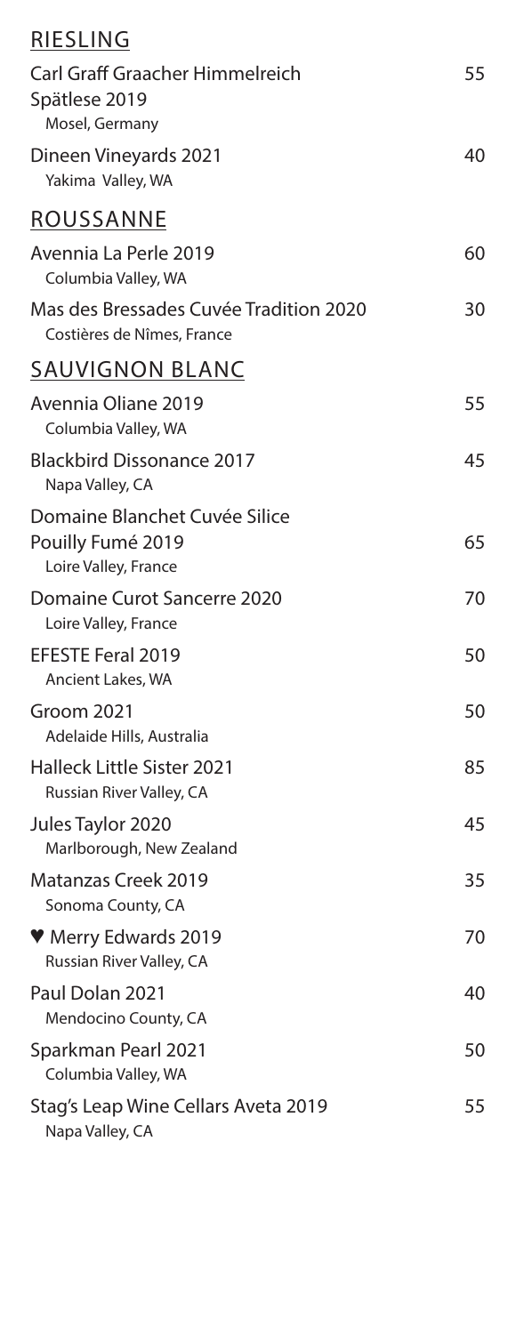## RIESLING

| Wine | Price |
|---|---|
| Carl Graff Graacher Himmelreich Spätlese 2019<br>Mosel, Germany | 55 |
| Dineen Vineyards 2021<br>Yakima Valley, WA | 40 |

## ROUSSANNE

| Wine | Price |
|---|---|
| Avennia La Perle 2019<br>Columbia Valley, WA | 60 |
| Mas des Bressades Cuvée Tradition 2020<br>Costières de Nîmes, France | 30 |

## SAUVIGNON BLANC

| Wine | Price |
|---|---|
| Avennia Oliane 2019<br>Columbia Valley, WA | 55 |
| Blackbird Dissonance 2017<br>Napa Valley, CA | 45 |
| Domaine Blanchet Cuvée Silice Pouilly Fumé 2019<br>Loire Valley, France | 65 |
| Domaine Curot Sancerre 2020<br>Loire Valley, France | 70 |
| EFESTE Feral 2019<br>Ancient Lakes, WA | 50 |
| Groom 2021<br>Adelaide Hills, Australia | 50 |
| Halleck Little Sister 2021<br>Russian River Valley, CA | 85 |
| Jules Taylor 2020<br>Marlborough, New Zealand | 45 |
| Matanzas Creek 2019<br>Sonoma County, CA | 35 |
| ♥ Merry Edwards 2019<br>Russian River Valley, CA | 70 |
| Paul Dolan 2021<br>Mendocino County, CA | 40 |
| Sparkman Pearl 2021<br>Columbia Valley, WA | 50 |
| Stag's Leap Wine Cellars Aveta 2019<br>Napa Valley, CA | 55 |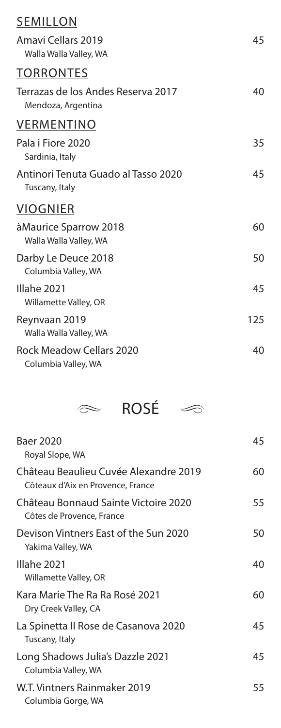## SEMILLON

| | |
|---|---|
| Amavi Cellars 2019<br>Walla Walla Valley, WA | 45 |

## TORRONTES

| | |
|---|---|
| Terrazas de los Andes Reserva 2017<br>Mendoza, Argentina | 40 |

## VERMENTINO

| | |
|---|---|
| Pala i Fiore 2020<br>Sardinia, Italy | 35 |
| Antinori Tenuta Guado al Tasso 2020<br>Tuscany, Italy | 45 |

## VIOGNIER

| | |
|---|---|
| àMaurice Sparrow 2018<br>Walla Walla Valley, WA | 60 |
| Darby Le Deuce 2018<br>Columbia Valley, WA | 50 |
| Illahe 2021<br>Willamette Valley, OR | 45 |
| Reynvaan 2019<br>Walla Walla Valley, WA | 125 |
| Rock Meadow Cellars 2020<br>Columbia Valley, WA | 40 |

# ROSÉ

| | |
|---|---|
| Baer 2020<br>Royal Slope, WA | 45 |
| Château Beaulieu Cuvée Alexandre 2019<br>Côteaux d'Aix en Provence, France | 60 |
| Château Bonnaud Sainte Victoire 2020<br>Côtes de Provence, France | 55 |
| Devison Vintners East of the Sun 2020<br>Yakima Valley, WA | 50 |
| Illahe 2021<br>Willamette Valley, OR | 40 |
| Kara Marie The Ra Ra Rosé 2021<br>Dry Creek Valley, CA | 60 |
| La Spinetta Il Rose de Casanova 2020<br>Tuscany, Italy | 45 |
| Long Shadows Julia's Dazzle 2021<br>Columbia Valley, WA | 45 |
| W.T. Vintners Rainmaker 2019<br>Columbia Gorge, WA | 55 |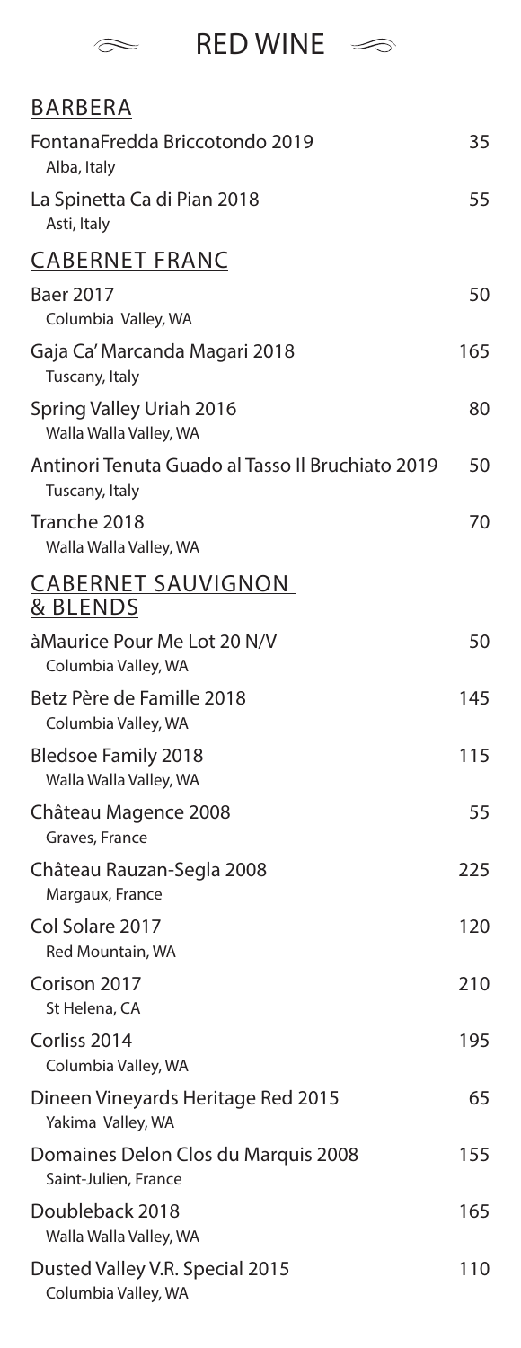# RED WINE

## BARBERA

| Wine | Price |
| --- | --- |
| FontanaFredda Briccotondo 2019<br>Alba, Italy | 35 |
| La Spinetta Ca di Pian 2018<br>Asti, Italy | 55 |

## CABERNET FRANC

| Wine | Price |
| --- | --- |
| Baer 2017<br>Columbia Valley, WA | 50 |
| Gaja Ca' Marcanda Magari 2018<br>Tuscany, Italy | 165 |
| Spring Valley Uriah 2016<br>Walla Walla Valley, WA | 80 |
| Antinori Tenuta Guado al Tasso Il Bruchiato 2019<br>Tuscany, Italy | 50 |
| Tranche 2018<br>Walla Walla Valley, WA | 70 |

## CABERNET SAUVIGNON & BLENDS

| Wine | Price |
| --- | --- |
| àMaurice Pour Me Lot 20 N/V<br>Columbia Valley, WA | 50 |
| Betz Père de Famille 2018<br>Columbia Valley, WA | 145 |
| Bledsoe Family 2018<br>Walla Walla Valley, WA | 115 |
| Château Magence 2008<br>Graves, France | 55 |
| Château Rauzan-Segla 2008<br>Margaux, France | 225 |
| Col Solare 2017<br>Red Mountain, WA | 120 |
| Corison 2017<br>St Helena, CA | 210 |
| Corliss 2014<br>Columbia Valley, WA | 195 |
| Dineen Vineyards Heritage Red 2015<br>Yakima Valley, WA | 65 |
| Domaines Delon Clos du Marquis 2008<br>Saint-Julien, France | 155 |
| Doubleback 2018<br>Walla Walla Valley, WA | 165 |
| Dusted Valley V.R. Special 2015<br>Columbia Valley, WA | 110 |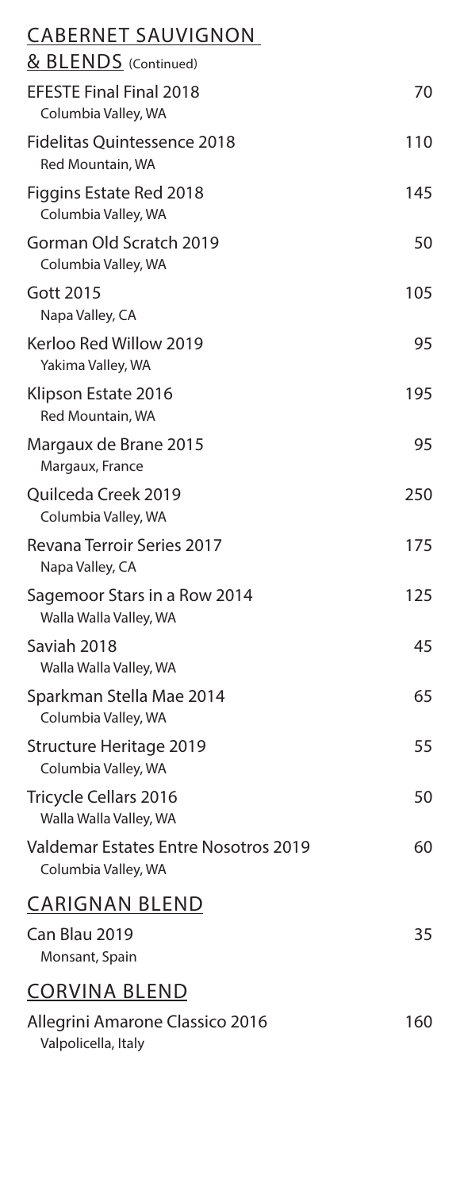## CABERNET SAUVIGNON & BLENDS (Continued)

| Wine | Price |
| --- | --- |
| EFESTE Final Final 2018<br>Columbia Valley, WA | 70 |
| Fidelitas Quintessence 2018<br>Red Mountain, WA | 110 |
| Figgins Estate Red 2018<br>Columbia Valley, WA | 145 |
| Gorman Old Scratch 2019<br>Columbia Valley, WA | 50 |
| Gott 2015<br>Napa Valley, CA | 105 |
| Kerloo Red Willow 2019<br>Yakima Valley, WA | 95 |
| Klipson Estate 2016<br>Red Mountain, WA | 195 |
| Margaux de Brane 2015<br>Margaux, France | 95 |
| Quilceda Creek 2019<br>Columbia Valley, WA | 250 |
| Revana Terroir Series 2017<br>Napa Valley, CA | 175 |
| Sagemoor Stars in a Row 2014<br>Walla Walla Valley, WA | 125 |
| Saviah 2018<br>Walla Walla Valley, WA | 45 |
| Sparkman Stella Mae 2014<br>Columbia Valley, WA | 65 |
| Structure Heritage 2019<br>Columbia Valley, WA | 55 |
| Tricycle Cellars 2016<br>Walla Walla Valley, WA | 50 |
| Valdemar Estates Entre Nosotros 2019<br>Columbia Valley, WA | 60 |

## CARIGNAN BLEND

| Wine | Price |
| --- | --- |
| Can Blau 2019<br>Monsant, Spain | 35 |

## CORVINA BLEND

| Wine | Price |
| --- | --- |
| Allegrini Amarone Classico 2016<br>Valpolicella, Italy | 160 |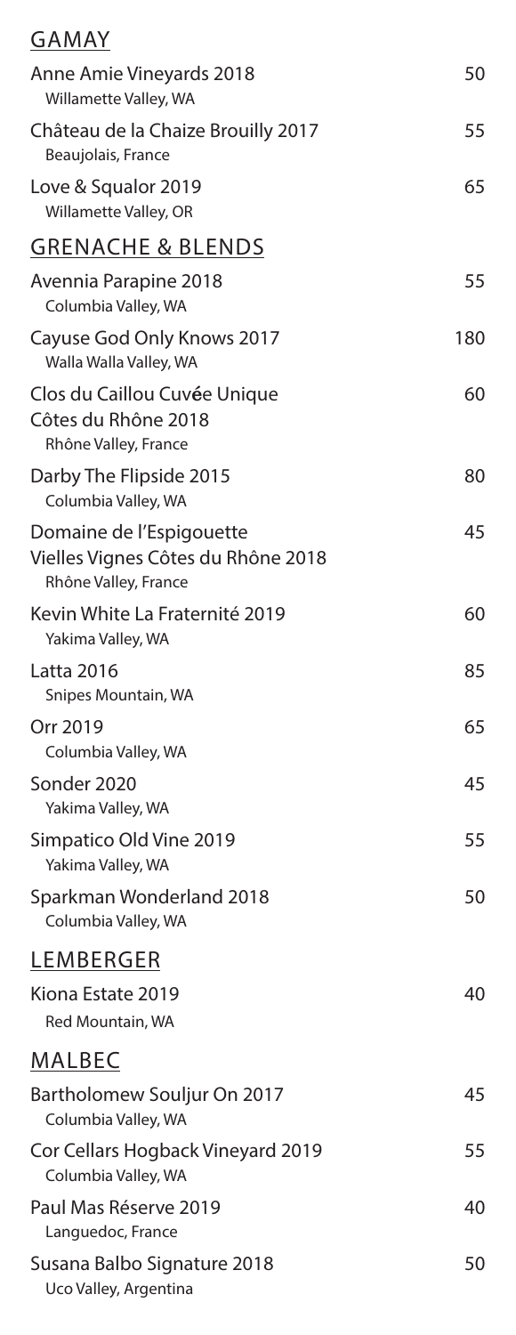## GAMAY

| Wine | Price |
|---|---|
| Anne Amie Vineyards 2018<br>Willamette Valley, WA | 50 |
| Château de la Chaize Brouilly 2017<br>Beaujolais, France | 55 |
| Love & Squalor 2019<br>Willamette Valley, OR | 65 |

## GRENACHE & BLENDS

| Wine | Price |
|---|---|
| Avennia Parapine 2018<br>Columbia Valley, WA | 55 |
| Cayuse God Only Knows 2017<br>Walla Walla Valley, WA | 180 |
| Clos du Caillou Cuvée Unique<br>Côtes du Rhône 2018<br>Rhône Valley, France | 60 |
| Darby The Flipside 2015<br>Columbia Valley, WA | 80 |
| Domaine de l'Espigouette<br>Vielles Vignes Côtes du Rhône 2018<br>Rhône Valley, France | 45 |
| Kevin White La Fraternité 2019<br>Yakima Valley, WA | 60 |
| Latta 2016<br>Snipes Mountain, WA | 85 |
| Orr 2019<br>Columbia Valley, WA | 65 |
| Sonder 2020<br>Yakima Valley, WA | 45 |
| Simpatico Old Vine 2019<br>Yakima Valley, WA | 55 |
| Sparkman Wonderland 2018<br>Columbia Valley, WA | 50 |

## LEMBERGER

| Wine | Price |
|---|---|
| Kiona Estate 2019<br>Red Mountain, WA | 40 |

## MALBEC

| Wine | Price |
|---|---|
| Bartholomew Souljur On 2017<br>Columbia Valley, WA | 45 |
| Cor Cellars Hogback Vineyard 2019<br>Columbia Valley, WA | 55 |
| Paul Mas Réserve 2019<br>Languedoc, France | 40 |
| Susana Balbo Signature 2018<br>Uco Valley, Argentina | 50 |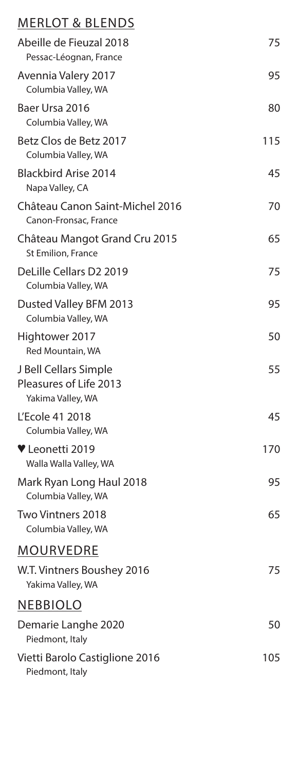## MERLOT & BLENDS

| Wine | Price |
|---|---|
| Abeille de Fieuzal 2018<br>Pessac-Léognan, France | 75 |
| Avennia Valery 2017<br>Columbia Valley, WA | 95 |
| Baer Ursa 2016<br>Columbia Valley, WA | 80 |
| Betz Clos de Betz 2017<br>Columbia Valley, WA | 115 |
| Blackbird Arise 2014<br>Napa Valley, CA | 45 |
| Château Canon Saint-Michel 2016<br>Canon-Fronsac, France | 70 |
| Château Mangot Grand Cru 2015<br>St Emilion, France | 65 |
| DeLille Cellars D2 2019<br>Columbia Valley, WA | 75 |
| Dusted Valley BFM 2013<br>Columbia Valley, WA | 95 |
| Hightower 2017<br>Red Mountain, WA | 50 |
| J Bell Cellars Simple Pleasures of Life 2013<br>Yakima Valley, WA | 55 |
| L'Ecole 41 2018<br>Columbia Valley, WA | 45 |
| ♥ Leonetti 2019<br>Walla Walla Valley, WA | 170 |
| Mark Ryan Long Haul 2018<br>Columbia Valley, WA | 95 |
| Two Vintners 2018<br>Columbia Valley, WA | 65 |

## MOURVEDRE

| Wine | Price |
|---|---|
| W.T. Vintners Boushey 2016<br>Yakima Valley, WA | 75 |

## NEBBIOLO

| Wine | Price |
|---|---|
| Demarie Langhe 2020<br>Piedmont, Italy | 50 |
| Vietti Barolo Castiglione 2016<br>Piedmont, Italy | 105 |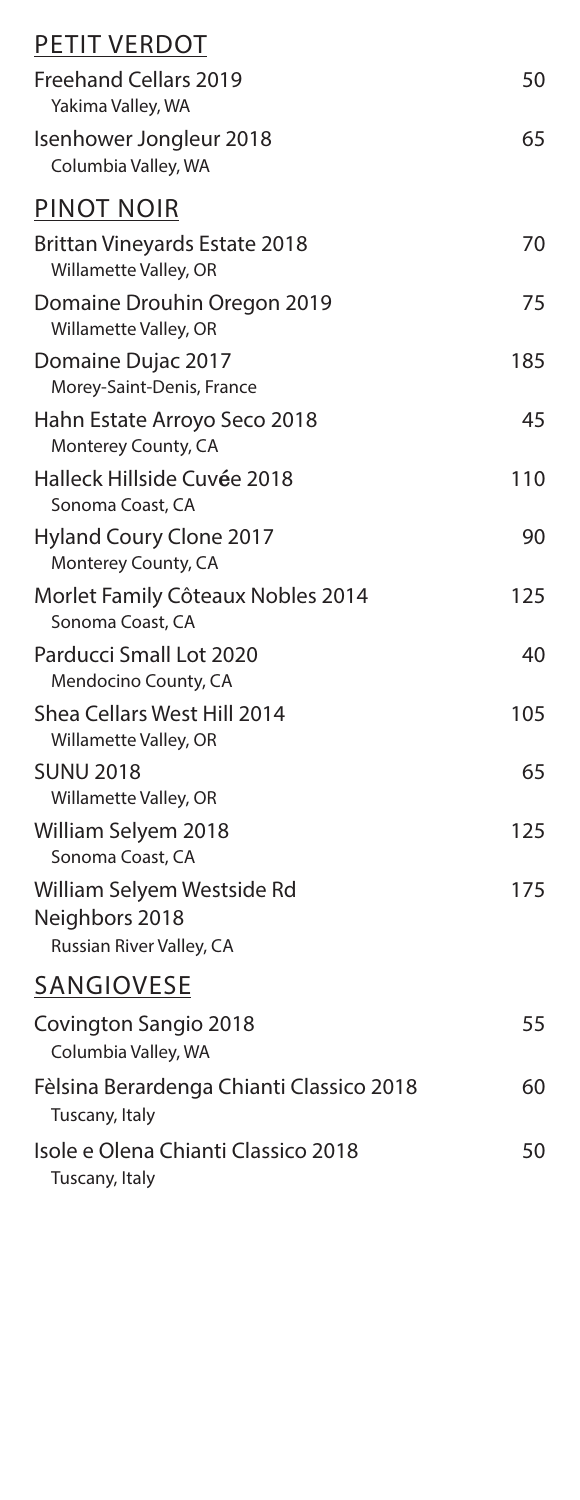## PETIT VERDOT

| Wine | Price |
| --- | --- |
| Freehand Cellars 2019<br>Yakima Valley, WA | 50 |
| Isenhower Jongleur 2018<br>Columbia Valley, WA | 65 |

## PINOT NOIR

| Wine | Price |
| --- | --- |
| Brittan Vineyards Estate 2018<br>Willamette Valley, OR | 70 |
| Domaine Drouhin Oregon 2019<br>Willamette Valley, OR | 75 |
| Domaine Dujac 2017<br>Morey-Saint-Denis, France | 185 |
| Hahn Estate Arroyo Seco 2018<br>Monterey County, CA | 45 |
| Halleck Hillside Cuvée 2018<br>Sonoma Coast, CA | 110 |
| Hyland Coury Clone 2017<br>Monterey County, CA | 90 |
| Morlet Family Côteaux Nobles 2014<br>Sonoma Coast, CA | 125 |
| Parducci Small Lot 2020<br>Mendocino County, CA | 40 |
| Shea Cellars West Hill 2014<br>Willamette Valley, OR | 105 |
| SUNU 2018<br>Willamette Valley, OR | 65 |
| William Selyem 2018<br>Sonoma Coast, CA | 125 |
| William Selyem Westside Rd Neighbors 2018<br>Russian River Valley, CA | 175 |

## SANGIOVESE

| Wine | Price |
| --- | --- |
| Covington Sangio 2018<br>Columbia Valley, WA | 55 |
| Fèlsina Berardenga Chianti Classico 2018<br>Tuscany, Italy | 60 |
| Isole e Olena Chianti Classico 2018<br>Tuscany, Italy | 50 |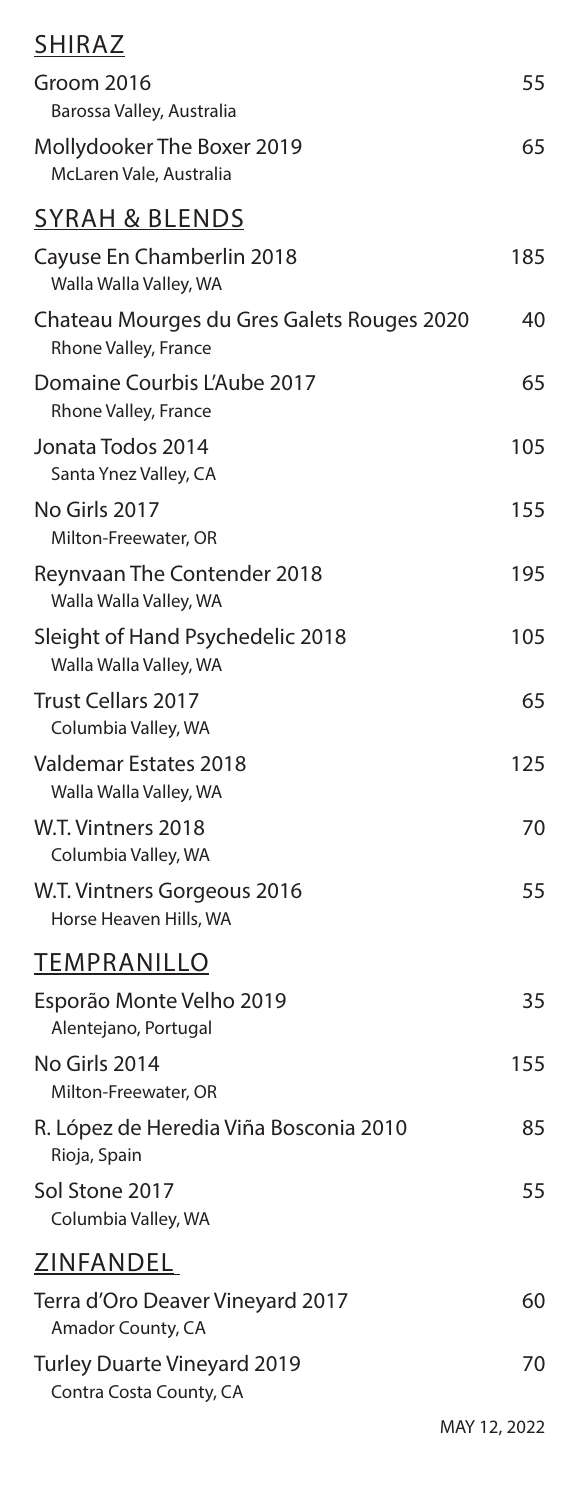## SHIRAZ

| | |
|---|---|
| Groom 2016<br>Barossa Valley, Australia | 55 |
| Mollydooker The Boxer 2019<br>McLaren Vale, Australia | 65 |

## SYRAH & BLENDS

| | |
|---|---|
| Cayuse En Chamberlin 2018<br>Walla Walla Valley, WA | 185 |
| Chateau Mourges du Gres Galets Rouges 2020<br>Rhone Valley, France | 40 |
| Domaine Courbis L'Aube 2017<br>Rhone Valley, France | 65 |
| Jonata Todos 2014<br>Santa Ynez Valley, CA | 105 |
| No Girls 2017<br>Milton-Freewater, OR | 155 |
| Reynvaan The Contender 2018<br>Walla Walla Valley, WA | 195 |
| Sleight of Hand Psychedelic 2018<br>Walla Walla Valley, WA | 105 |
| Trust Cellars 2017<br>Columbia Valley, WA | 65 |
| Valdemar Estates 2018<br>Walla Walla Valley, WA | 125 |
| W.T. Vintners 2018<br>Columbia Valley, WA | 70 |
| W.T. Vintners Gorgeous 2016<br>Horse Heaven Hills, WA | 55 |

## TEMPRANILLO

| | |
|---|---|
| Esporão Monte Velho 2019<br>Alentejano, Portugal | 35 |
| No Girls 2014<br>Milton-Freewater, OR | 155 |
| R. López de Heredia Viña Bosconia 2010<br>Rioja, Spain | 85 |
| Sol Stone 2017<br>Columbia Valley, WA | 55 |

## ZINFANDEL

| | |
|---|---|
| Terra d'Oro Deaver Vineyard 2017<br>Amador County, CA | 60 |
| Turley Duarte Vineyard 2019<br>Contra Costa County, CA | 70 |

MAY 12, 2022